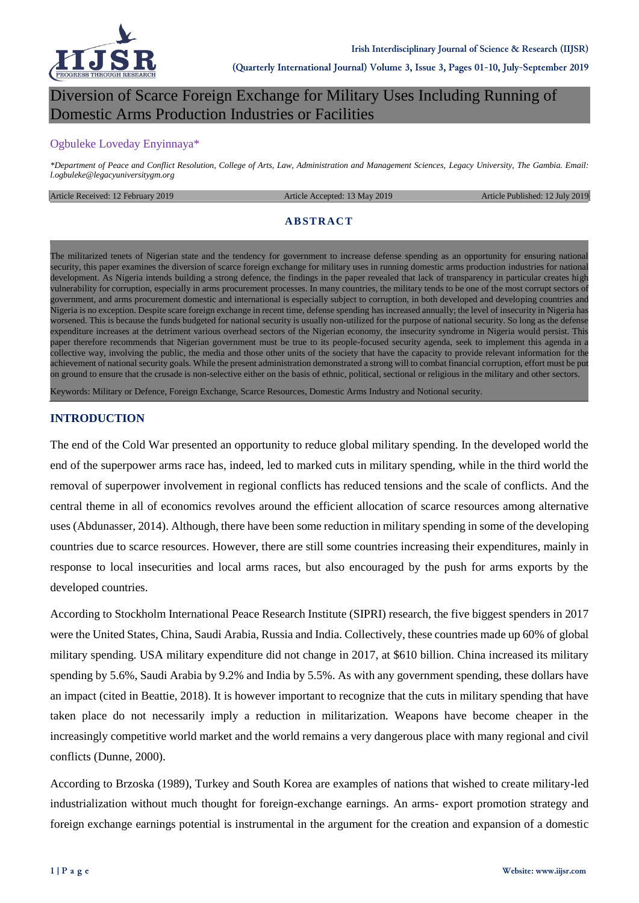# Diversion of Scarce Foreign Exchange for Military Uses Including Running of Domestic Arms Production Industries or Facilities

Ogbuleke Loveday Enyinnaya*

*\*Department of Peace and Conflict Resolution, College of Arts, Law, Administration and Management Sciences, Legacy University, The Gambia. Email: l.ogbuleke@legacyuniversitygm.org*

Article Received: 12 February 2019 | Article Accepted: 13 May 2019 | Article Published: 12 July 2019

## ABSTRACT

The militarized tenets of Nigerian state and the tendency for government to increase defense spending as an opportunity for ensuring national security, this paper examines the diversion of scarce foreign exchange for military uses in running domestic arms production industries for national development. As Nigeria intends building a strong defence, the findings in the paper revealed that lack of transparency in particular creates high vulnerability for corruption, especially in arms procurement processes. In many countries, the military tends to be one of the most corrupt sectors of government, and arms procurement domestic and international is especially subject to corruption, in both developed and developing countries and Nigeria is no exception. Despite scare foreign exchange in recent time, defense spending has increased annually; the level of insecurity in Nigeria has worsened. This is because the funds budgeted for national security is usually non-utilized for the purpose of national security. So long as the defense expenditure increases at the detriment various overhead sectors of the Nigerian economy, the insecurity syndrome in Nigeria would persist. This paper therefore recommends that Nigerian government must be true to its people-focused security agenda, seek to implement this agenda in a collective way, involving the public, the media and those other units of the society that have the capacity to provide relevant information for the achievement of national security goals. While the present administration demonstrated a strong will to combat financial corruption, effort must be put on ground to ensure that the crusade is non-selective either on the basis of ethnic, political, sectional or religious in the military and other sectors.

Keywords: Military or Defence, Foreign Exchange, Scarce Resources, Domestic Arms Industry and Notional security.

## INTRODUCTION

The end of the Cold War presented an opportunity to reduce global military spending. In the developed world the end of the superpower arms race has, indeed, led to marked cuts in military spending, while in the third world the removal of superpower involvement in regional conflicts has reduced tensions and the scale of conflicts. And the central theme in all of economics revolves around the efficient allocation of scarce resources among alternative uses (Abdunasser, 2014). Although, there have been some reduction in military spending in some of the developing countries due to scarce resources. However, there are still some countries increasing their expenditures, mainly in response to local insecurities and local arms races, but also encouraged by the push for arms exports by the developed countries.

According to Stockholm International Peace Research Institute (SIPRI) research, the five biggest spenders in 2017 were the United States, China, Saudi Arabia, Russia and India. Collectively, these countries made up 60% of global military spending. USA military expenditure did not change in 2017, at $610 billion. China increased its military spending by 5.6%, Saudi Arabia by 9.2% and India by 5.5%. As with any government spending, these dollars have an impact (cited in Beattie, 2018). It is however important to recognize that the cuts in military spending that have taken place do not necessarily imply a reduction in militarization. Weapons have become cheaper in the increasingly competitive world market and the world remains a very dangerous place with many regional and civil conflicts (Dunne, 2000).

According to Brzoska (1989), Turkey and South Korea are examples of nations that wished to create military-led industrialization without much thought for foreign-exchange earnings. An arms- export promotion strategy and foreign exchange earnings potential is instrumental in the argument for the creation and expansion of a domestic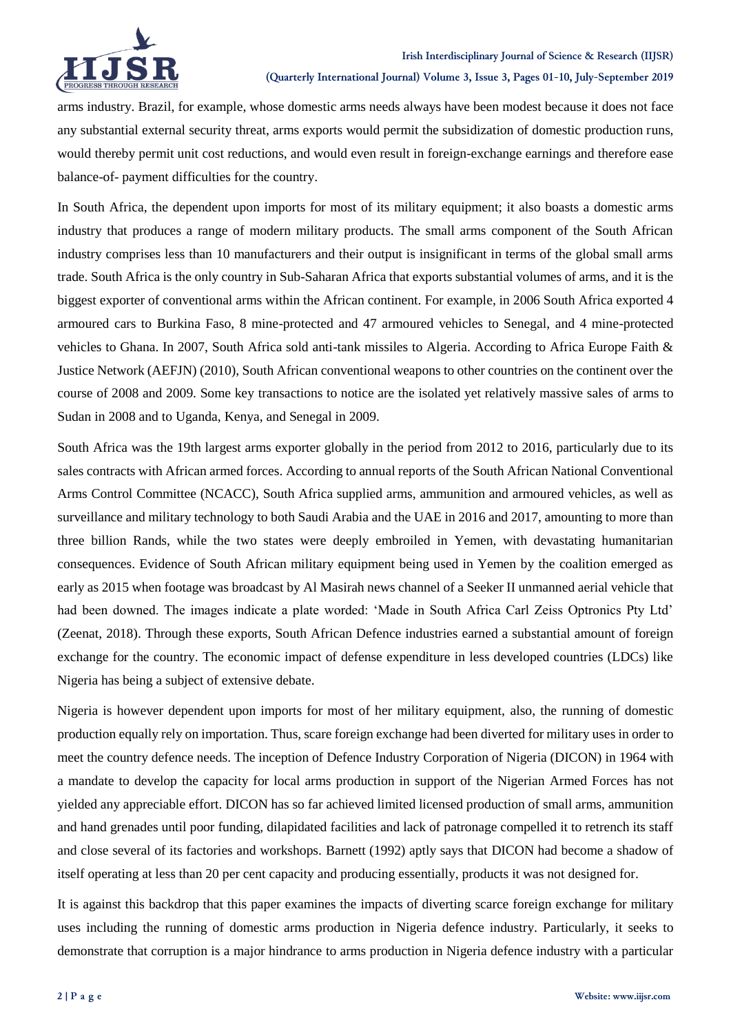arms industry. Brazil, for example, whose domestic arms needs always have been modest because it does not face any substantial external security threat, arms exports would permit the subsidization of domestic production runs, would thereby permit unit cost reductions, and would even result in foreign-exchange earnings and therefore ease balance-of- payment difficulties for the country.

In South Africa, the dependent upon imports for most of its military equipment; it also boasts a domestic arms industry that produces a range of modern military products. The small arms component of the South African industry comprises less than 10 manufacturers and their output is insignificant in terms of the global small arms trade. South Africa is the only country in Sub-Saharan Africa that exports substantial volumes of arms, and it is the biggest exporter of conventional arms within the African continent. For example, in 2006 South Africa exported 4 armoured cars to Burkina Faso, 8 mine-protected and 47 armoured vehicles to Senegal, and 4 mine-protected vehicles to Ghana. In 2007, South Africa sold anti-tank missiles to Algeria. According to Africa Europe Faith & Justice Network (AEFJN) (2010), South African conventional weapons to other countries on the continent over the course of 2008 and 2009. Some key transactions to notice are the isolated yet relatively massive sales of arms to Sudan in 2008 and to Uganda, Kenya, and Senegal in 2009.

South Africa was the 19th largest arms exporter globally in the period from 2012 to 2016, particularly due to its sales contracts with African armed forces. According to annual reports of the South African National Conventional Arms Control Committee (NCACC), South Africa supplied arms, ammunition and armoured vehicles, as well as surveillance and military technology to both Saudi Arabia and the UAE in 2016 and 2017, amounting to more than three billion Rands, while the two states were deeply embroiled in Yemen, with devastating humanitarian consequences. Evidence of South African military equipment being used in Yemen by the coalition emerged as early as 2015 when footage was broadcast by Al Masirah news channel of a Seeker II unmanned aerial vehicle that had been downed. The images indicate a plate worded: 'Made in South Africa Carl Zeiss Optronics Pty Ltd' (Zeenat, 2018). Through these exports, South African Defence industries earned a substantial amount of foreign exchange for the country. The economic impact of defense expenditure in less developed countries (LDCs) like Nigeria has being a subject of extensive debate.

Nigeria is however dependent upon imports for most of her military equipment, also, the running of domestic production equally rely on importation. Thus, scare foreign exchange had been diverted for military uses in order to meet the country defence needs. The inception of Defence Industry Corporation of Nigeria (DICON) in 1964 with a mandate to develop the capacity for local arms production in support of the Nigerian Armed Forces has not yielded any appreciable effort. DICON has so far achieved limited licensed production of small arms, ammunition and hand grenades until poor funding, dilapidated facilities and lack of patronage compelled it to retrench its staff and close several of its factories and workshops. Barnett (1992) aptly says that DICON had become a shadow of itself operating at less than 20 per cent capacity and producing essentially, products it was not designed for.

It is against this backdrop that this paper examines the impacts of diverting scarce foreign exchange for military uses including the running of domestic arms production in Nigeria defence industry. Particularly, it seeks to demonstrate that corruption is a major hindrance to arms production in Nigeria defence industry with a particular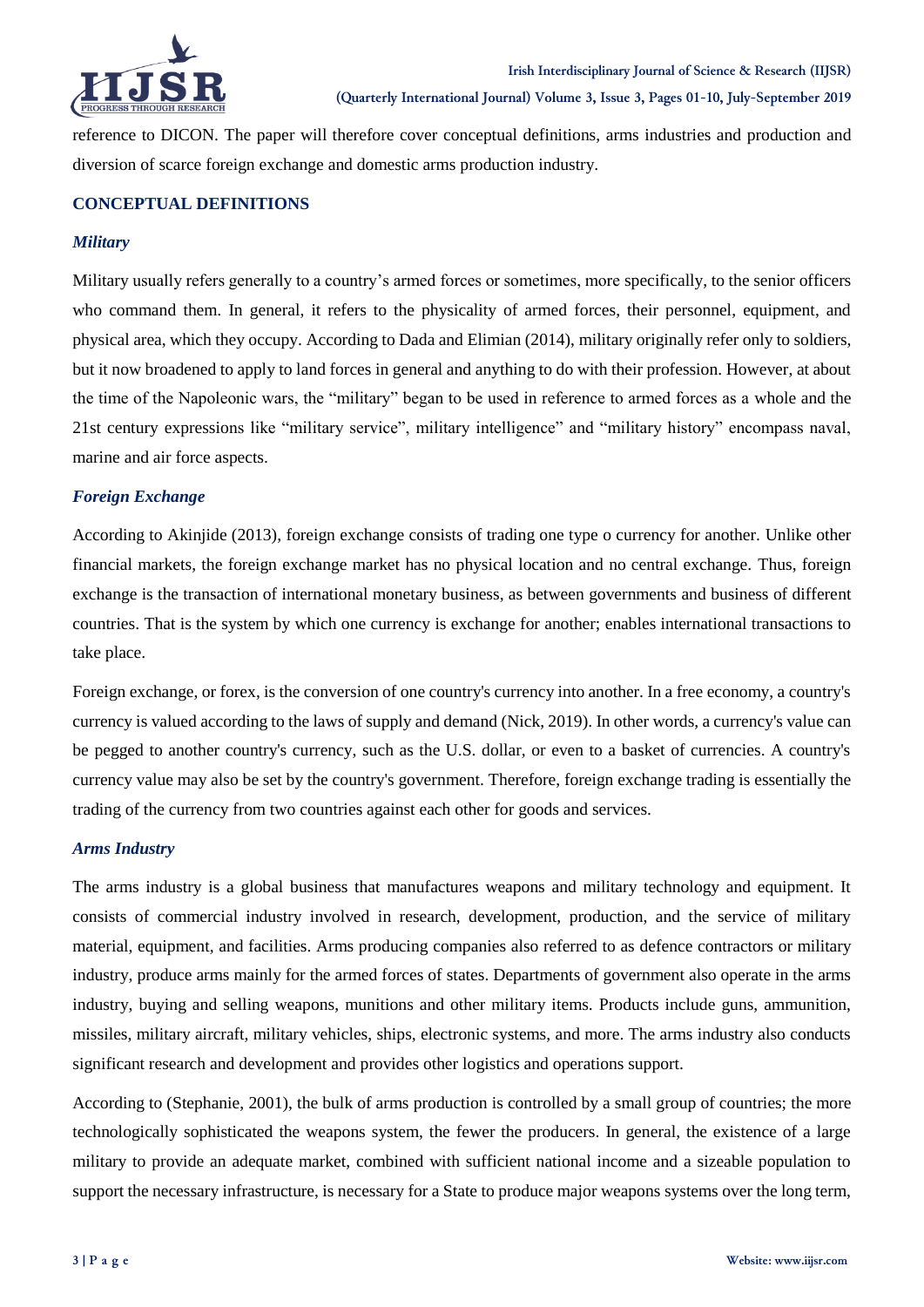reference to DICON. The paper will therefore cover conceptual definitions, arms industries and production and diversion of scarce foreign exchange and domestic arms production industry.

## CONCEPTUAL DEFINITIONS

### *Military*

Military usually refers generally to a country's armed forces or sometimes, more specifically, to the senior officers who command them. In general, it refers to the physicality of armed forces, their personnel, equipment, and physical area, which they occupy. According to Dada and Elimian (2014), military originally refer only to soldiers, but it now broadened to apply to land forces in general and anything to do with their profession. However, at about the time of the Napoleonic wars, the "military" began to be used in reference to armed forces as a whole and the 21st century expressions like "military service", military intelligence" and "military history" encompass naval, marine and air force aspects.

### *Foreign Exchange*

According to Akinjide (2013), foreign exchange consists of trading one type o currency for another. Unlike other financial markets, the foreign exchange market has no physical location and no central exchange. Thus, foreign exchange is the transaction of international monetary business, as between governments and business of different countries. That is the system by which one currency is exchange for another; enables international transactions to take place.

Foreign exchange, or forex, is the conversion of one country's currency into another. In a free economy, a country's currency is valued according to the laws of supply and demand (Nick, 2019). In other words, a currency's value can be pegged to another country's currency, such as the U.S. dollar, or even to a basket of currencies. A country's currency value may also be set by the country's government. Therefore, foreign exchange trading is essentially the trading of the currency from two countries against each other for goods and services.

### *Arms Industry*

The arms industry is a global business that manufactures weapons and military technology and equipment. It consists of commercial industry involved in research, development, production, and the service of military material, equipment, and facilities. Arms producing companies also referred to as defence contractors or military industry, produce arms mainly for the armed forces of states. Departments of government also operate in the arms industry, buying and selling weapons, munitions and other military items. Products include guns, ammunition, missiles, military aircraft, military vehicles, ships, electronic systems, and more. The arms industry also conducts significant research and development and provides other logistics and operations support.

According to (Stephanie, 2001), the bulk of arms production is controlled by a small group of countries; the more technologically sophisticated the weapons system, the fewer the producers. In general, the existence of a large military to provide an adequate market, combined with sufficient national income and a sizeable population to support the necessary infrastructure, is necessary for a State to produce major weapons systems over the long term,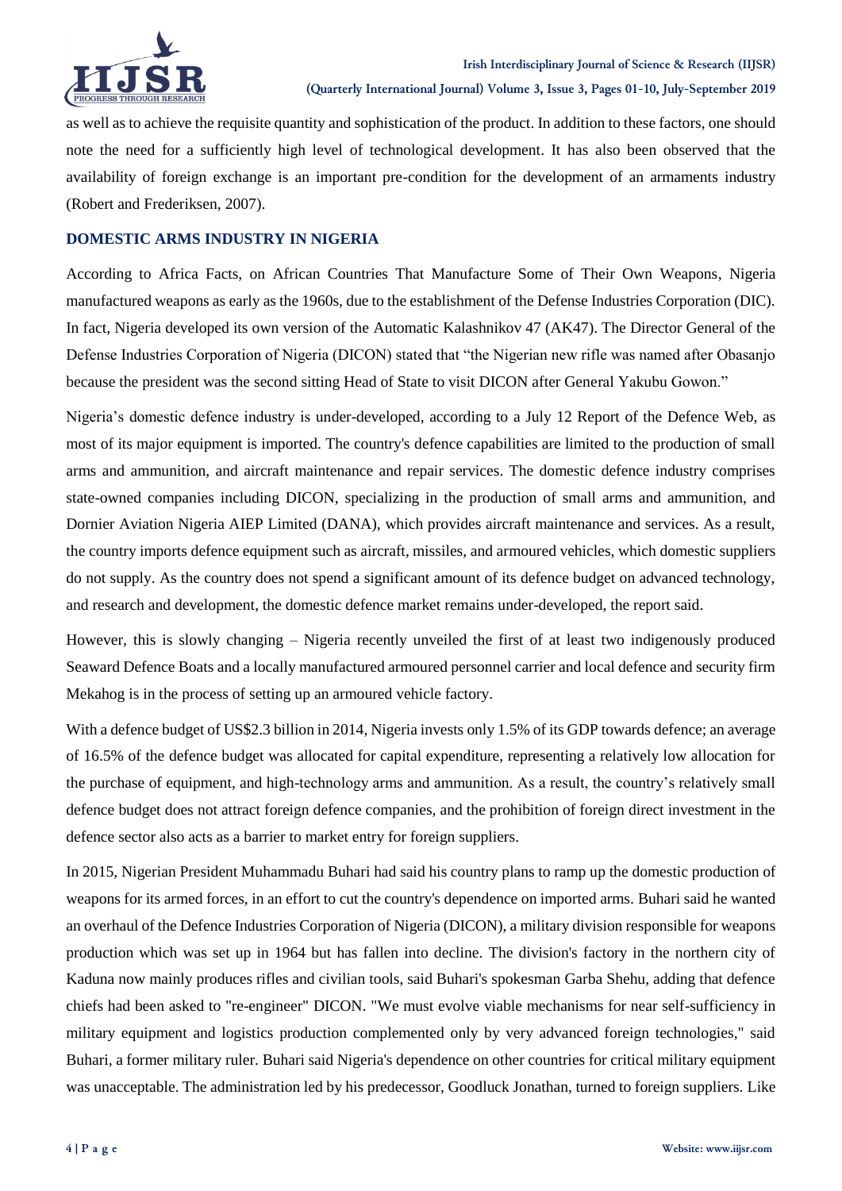as well as to achieve the requisite quantity and sophistication of the product. In addition to these factors, one should note the need for a sufficiently high level of technological development. It has also been observed that the availability of foreign exchange is an important pre-condition for the development of an armaments industry (Robert and Frederiksen, 2007).

## DOMESTIC ARMS INDUSTRY IN NIGERIA

According to Africa Facts, on African Countries That Manufacture Some of Their Own Weapons, Nigeria manufactured weapons as early as the 1960s, due to the establishment of the Defense Industries Corporation (DIC). In fact, Nigeria developed its own version of the Automatic Kalashnikov 47 (AK47). The Director General of the Defense Industries Corporation of Nigeria (DICON) stated that "the Nigerian new rifle was named after Obasanjo because the president was the second sitting Head of State to visit DICON after General Yakubu Gowon."

Nigeria's domestic defence industry is under-developed, according to a July 12 Report of the Defence Web, as most of its major equipment is imported. The country's defence capabilities are limited to the production of small arms and ammunition, and aircraft maintenance and repair services. The domestic defence industry comprises state-owned companies including DICON, specializing in the production of small arms and ammunition, and Dornier Aviation Nigeria AIEP Limited (DANA), which provides aircraft maintenance and services. As a result, the country imports defence equipment such as aircraft, missiles, and armoured vehicles, which domestic suppliers do not supply. As the country does not spend a significant amount of its defence budget on advanced technology, and research and development, the domestic defence market remains under-developed, the report said.

However, this is slowly changing – Nigeria recently unveiled the first of at least two indigenously produced Seaward Defence Boats and a locally manufactured armoured personnel carrier and local defence and security firm Mekahog is in the process of setting up an armoured vehicle factory.

With a defence budget of US$2.3 billion in 2014, Nigeria invests only 1.5% of its GDP towards defence; an average of 16.5% of the defence budget was allocated for capital expenditure, representing a relatively low allocation for the purchase of equipment, and high-technology arms and ammunition. As a result, the country's relatively small defence budget does not attract foreign defence companies, and the prohibition of foreign direct investment in the defence sector also acts as a barrier to market entry for foreign suppliers.

In 2015, Nigerian President Muhammadu Buhari had said his country plans to ramp up the domestic production of weapons for its armed forces, in an effort to cut the country's dependence on imported arms. Buhari said he wanted an overhaul of the Defence Industries Corporation of Nigeria (DICON), a military division responsible for weapons production which was set up in 1964 but has fallen into decline. The division's factory in the northern city of Kaduna now mainly produces rifles and civilian tools, said Buhari's spokesman Garba Shehu, adding that defence chiefs had been asked to "re-engineer" DICON. "We must evolve viable mechanisms for near self-sufficiency in military equipment and logistics production complemented only by very advanced foreign technologies," said Buhari, a former military ruler. Buhari said Nigeria's dependence on other countries for critical military equipment was unacceptable. The administration led by his predecessor, Goodluck Jonathan, turned to foreign suppliers. Like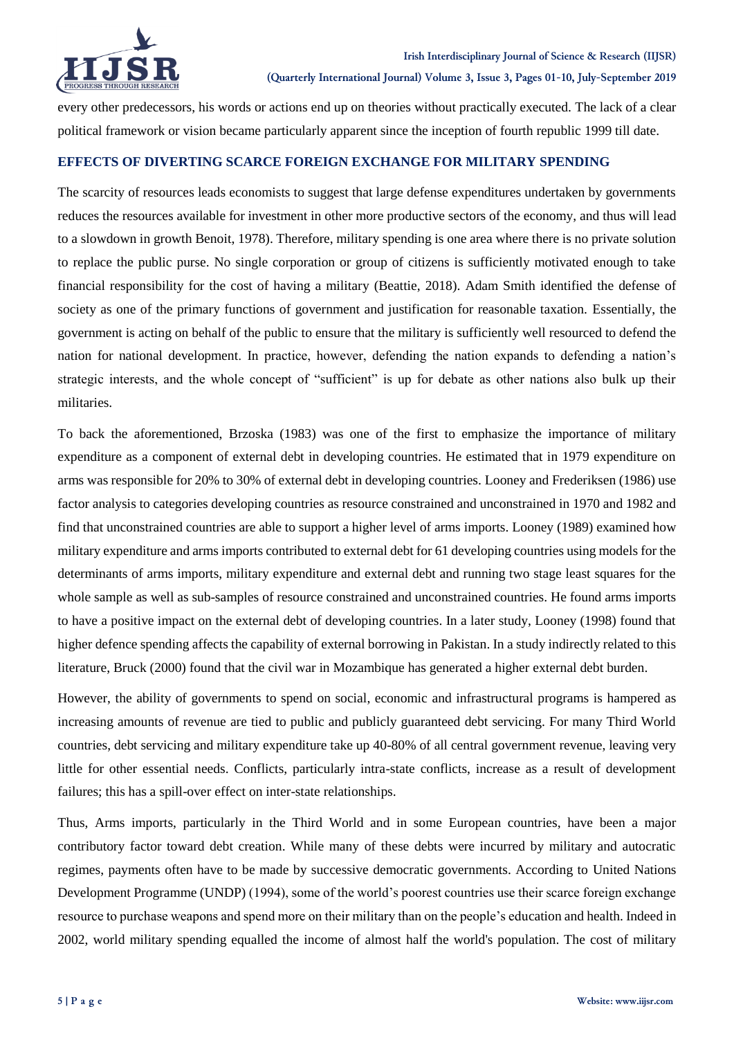every other predecessors, his words or actions end up on theories without practically executed. The lack of a clear political framework or vision became particularly apparent since the inception of fourth republic 1999 till date.

## EFFECTS OF DIVERTING SCARCE FOREIGN EXCHANGE FOR MILITARY SPENDING

The scarcity of resources leads economists to suggest that large defense expenditures undertaken by governments reduces the resources available for investment in other more productive sectors of the economy, and thus will lead to a slowdown in growth Benoit, 1978). Therefore, military spending is one area where there is no private solution to replace the public purse. No single corporation or group of citizens is sufficiently motivated enough to take financial responsibility for the cost of having a military (Beattie, 2018). Adam Smith identified the defense of society as one of the primary functions of government and justification for reasonable taxation. Essentially, the government is acting on behalf of the public to ensure that the military is sufficiently well resourced to defend the nation for national development. In practice, however, defending the nation expands to defending a nation's strategic interests, and the whole concept of "sufficient" is up for debate as other nations also bulk up their militaries.

To back the aforementioned, Brzoska (1983) was one of the first to emphasize the importance of military expenditure as a component of external debt in developing countries. He estimated that in 1979 expenditure on arms was responsible for 20% to 30% of external debt in developing countries. Looney and Frederiksen (1986) use factor analysis to categories developing countries as resource constrained and unconstrained in 1970 and 1982 and find that unconstrained countries are able to support a higher level of arms imports. Looney (1989) examined how military expenditure and arms imports contributed to external debt for 61 developing countries using models for the determinants of arms imports, military expenditure and external debt and running two stage least squares for the whole sample as well as sub-samples of resource constrained and unconstrained countries. He found arms imports to have a positive impact on the external debt of developing countries. In a later study, Looney (1998) found that higher defence spending affects the capability of external borrowing in Pakistan. In a study indirectly related to this literature, Bruck (2000) found that the civil war in Mozambique has generated a higher external debt burden.

However, the ability of governments to spend on social, economic and infrastructural programs is hampered as increasing amounts of revenue are tied to public and publicly guaranteed debt servicing. For many Third World countries, debt servicing and military expenditure take up 40-80% of all central government revenue, leaving very little for other essential needs. Conflicts, particularly intra-state conflicts, increase as a result of development failures; this has a spill-over effect on inter-state relationships.

Thus, Arms imports, particularly in the Third World and in some European countries, have been a major contributory factor toward debt creation. While many of these debts were incurred by military and autocratic regimes, payments often have to be made by successive democratic governments. According to United Nations Development Programme (UNDP) (1994), some of the world's poorest countries use their scarce foreign exchange resource to purchase weapons and spend more on their military than on the people's education and health. Indeed in 2002, world military spending equalled the income of almost half the world's population. The cost of military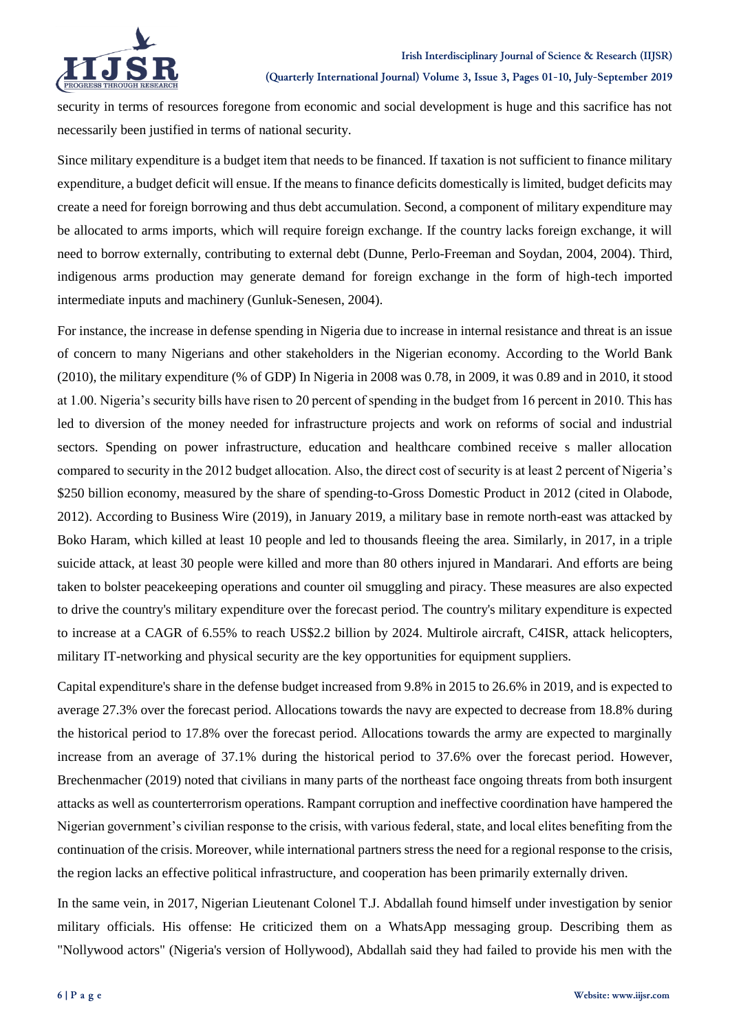security in terms of resources foregone from economic and social development is huge and this sacrifice has not necessarily been justified in terms of national security.

Since military expenditure is a budget item that needs to be financed. If taxation is not sufficient to finance military expenditure, a budget deficit will ensue. If the means to finance deficits domestically is limited, budget deficits may create a need for foreign borrowing and thus debt accumulation. Second, a component of military expenditure may be allocated to arms imports, which will require foreign exchange. If the country lacks foreign exchange, it will need to borrow externally, contributing to external debt (Dunne, Perlo-Freeman and Soydan, 2004, 2004). Third, indigenous arms production may generate demand for foreign exchange in the form of high-tech imported intermediate inputs and machinery (Gunluk-Senesen, 2004).

For instance, the increase in defense spending in Nigeria due to increase in internal resistance and threat is an issue of concern to many Nigerians and other stakeholders in the Nigerian economy. According to the World Bank (2010), the military expenditure (% of GDP) In Nigeria in 2008 was 0.78, in 2009, it was 0.89 and in 2010, it stood at 1.00. Nigeria's security bills have risen to 20 percent of spending in the budget from 16 percent in 2010. This has led to diversion of the money needed for infrastructure projects and work on reforms of social and industrial sectors. Spending on power infrastructure, education and healthcare combined receive s maller allocation compared to security in the 2012 budget allocation. Also, the direct cost of security is at least 2 percent of Nigeria's $250 billion economy, measured by the share of spending-to-Gross Domestic Product in 2012 (cited in Olabode, 2012). According to Business Wire (2019), in January 2019, a military base in remote north-east was attacked by Boko Haram, which killed at least 10 people and led to thousands fleeing the area. Similarly, in 2017, in a triple suicide attack, at least 30 people were killed and more than 80 others injured in Mandarari. And efforts are being taken to bolster peacekeeping operations and counter oil smuggling and piracy. These measures are also expected to drive the country's military expenditure over the forecast period. The country's military expenditure is expected to increase at a CAGR of 6.55% to reach US$2.2 billion by 2024. Multirole aircraft, C4ISR, attack helicopters, military IT-networking and physical security are the key opportunities for equipment suppliers.

Capital expenditure's share in the defense budget increased from 9.8% in 2015 to 26.6% in 2019, and is expected to average 27.3% over the forecast period. Allocations towards the navy are expected to decrease from 18.8% during the historical period to 17.8% over the forecast period. Allocations towards the army are expected to marginally increase from an average of 37.1% during the historical period to 37.6% over the forecast period. However, Brechenmacher (2019) noted that civilians in many parts of the northeast face ongoing threats from both insurgent attacks as well as counterterrorism operations. Rampant corruption and ineffective coordination have hampered the Nigerian government's civilian response to the crisis, with various federal, state, and local elites benefiting from the continuation of the crisis. Moreover, while international partners stress the need for a regional response to the crisis, the region lacks an effective political infrastructure, and cooperation has been primarily externally driven.

In the same vein, in 2017, Nigerian Lieutenant Colonel T.J. Abdallah found himself under investigation by senior military officials. His offense: He criticized them on a WhatsApp messaging group. Describing them as "Nollywood actors" (Nigeria's version of Hollywood), Abdallah said they had failed to provide his men with the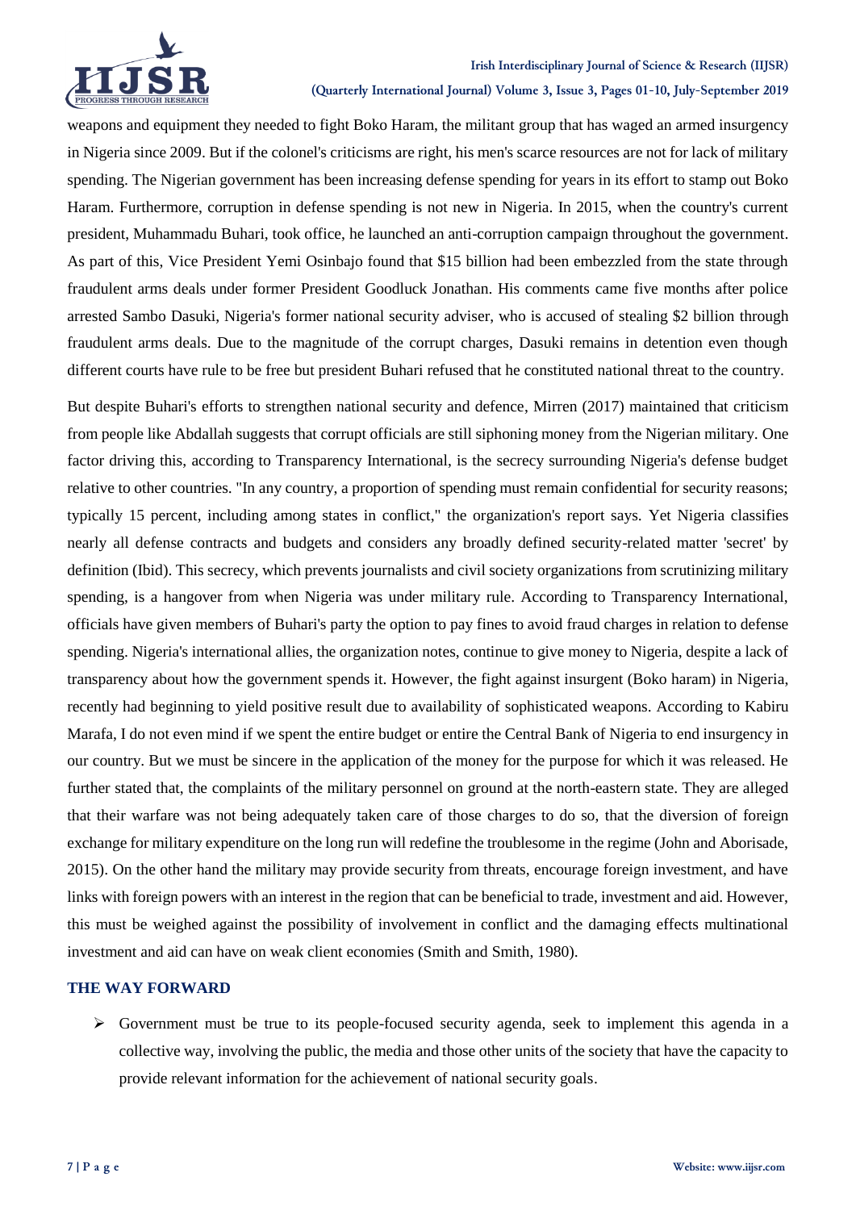weapons and equipment they needed to fight Boko Haram, the militant group that has waged an armed insurgency in Nigeria since 2009. But if the colonel's criticisms are right, his men's scarce resources are not for lack of military spending. The Nigerian government has been increasing defense spending for years in its effort to stamp out Boko Haram. Furthermore, corruption in defense spending is not new in Nigeria. In 2015, when the country's current president, Muhammadu Buhari, took office, he launched an anti-corruption campaign throughout the government. As part of this, Vice President Yemi Osinbajo found that $15 billion had been embezzled from the state through fraudulent arms deals under former President Goodluck Jonathan. His comments came five months after police arrested Sambo Dasuki, Nigeria's former national security adviser, who is accused of stealing $2 billion through fraudulent arms deals. Due to the magnitude of the corrupt charges, Dasuki remains in detention even though different courts have rule to be free but president Buhari refused that he constituted national threat to the country.

But despite Buhari's efforts to strengthen national security and defence, Mirren (2017) maintained that criticism from people like Abdallah suggests that corrupt officials are still siphoning money from the Nigerian military. One factor driving this, according to Transparency International, is the secrecy surrounding Nigeria's defense budget relative to other countries. "In any country, a proportion of spending must remain confidential for security reasons; typically 15 percent, including among states in conflict," the organization's report says. Yet Nigeria classifies nearly all defense contracts and budgets and considers any broadly defined security-related matter 'secret' by definition (Ibid). This secrecy, which prevents journalists and civil society organizations from scrutinizing military spending, is a hangover from when Nigeria was under military rule. According to Transparency International, officials have given members of Buhari's party the option to pay fines to avoid fraud charges in relation to defense spending. Nigeria's international allies, the organization notes, continue to give money to Nigeria, despite a lack of transparency about how the government spends it. However, the fight against insurgent (Boko haram) in Nigeria, recently had beginning to yield positive result due to availability of sophisticated weapons. According to Kabiru Marafa, I do not even mind if we spent the entire budget or entire the Central Bank of Nigeria to end insurgency in our country. But we must be sincere in the application of the money for the purpose for which it was released. He further stated that, the complaints of the military personnel on ground at the north-eastern state. They are alleged that their warfare was not being adequately taken care of those charges to do so, that the diversion of foreign exchange for military expenditure on the long run will redefine the troublesome in the regime (John and Aborisade, 2015). On the other hand the military may provide security from threats, encourage foreign investment, and have links with foreign powers with an interest in the region that can be beneficial to trade, investment and aid. However, this must be weighed against the possibility of involvement in conflict and the damaging effects multinational investment and aid can have on weak client economies (Smith and Smith, 1980).

## THE WAY FORWARD

- Government must be true to its people-focused security agenda, seek to implement this agenda in a collective way, involving the public, the media and those other units of the society that have the capacity to provide relevant information for the achievement of national security goals.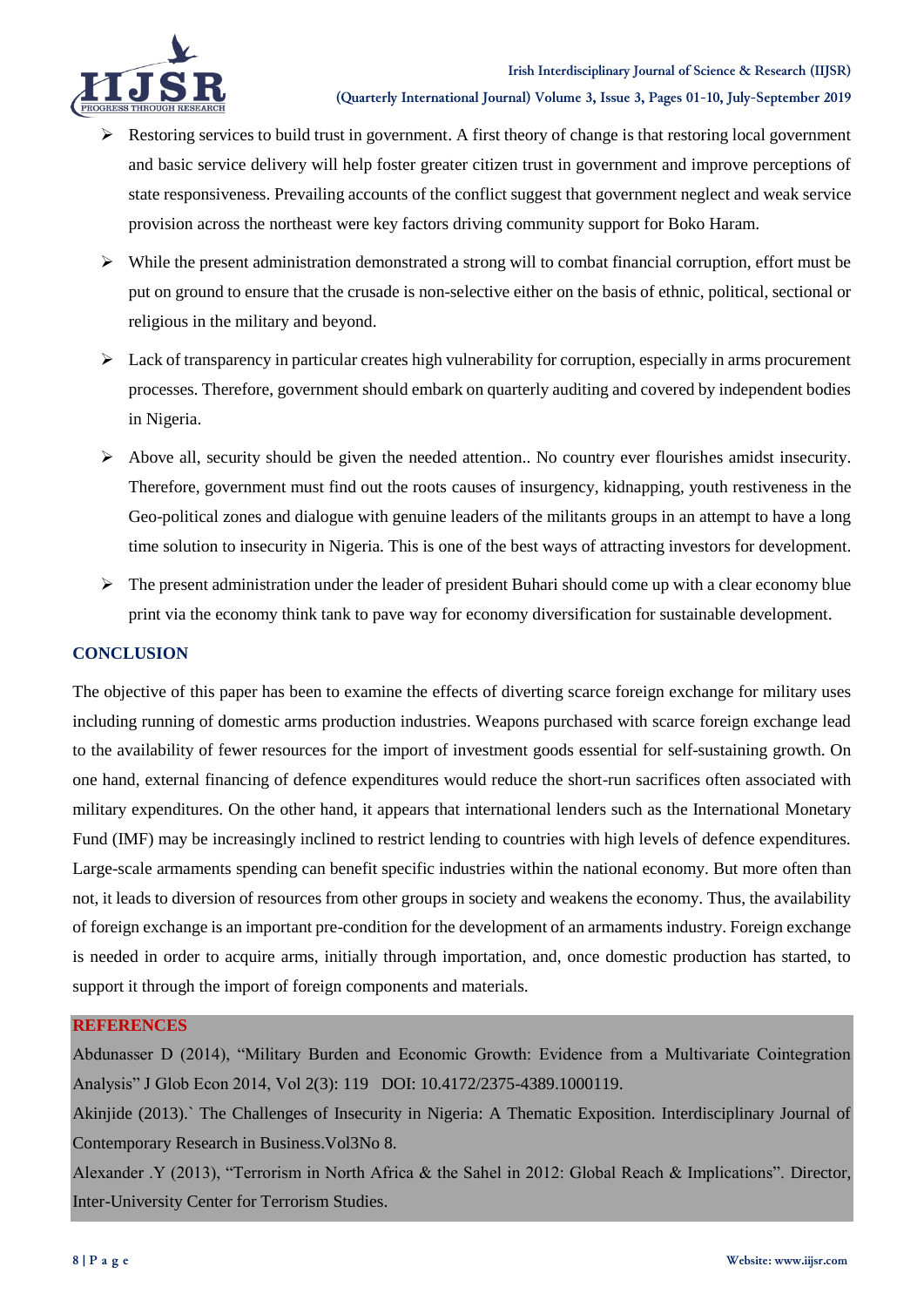- Restoring services to build trust in government. A first theory of change is that restoring local government and basic service delivery will help foster greater citizen trust in government and improve perceptions of state responsiveness. Prevailing accounts of the conflict suggest that government neglect and weak service provision across the northeast were key factors driving community support for Boko Haram.
- While the present administration demonstrated a strong will to combat financial corruption, effort must be put on ground to ensure that the crusade is non-selective either on the basis of ethnic, political, sectional or religious in the military and beyond.
- Lack of transparency in particular creates high vulnerability for corruption, especially in arms procurement processes. Therefore, government should embark on quarterly auditing and covered by independent bodies in Nigeria.
- Above all, security should be given the needed attention.. No country ever flourishes amidst insecurity. Therefore, government must find out the roots causes of insurgency, kidnapping, youth restiveness in the Geo-political zones and dialogue with genuine leaders of the militants groups in an attempt to have a long time solution to insecurity in Nigeria. This is one of the best ways of attracting investors for development.
- The present administration under the leader of president Buhari should come up with a clear economy blue print via the economy think tank to pave way for economy diversification for sustainable development.

## CONCLUSION

The objective of this paper has been to examine the effects of diverting scarce foreign exchange for military uses including running of domestic arms production industries. Weapons purchased with scarce foreign exchange lead to the availability of fewer resources for the import of investment goods essential for self-sustaining growth. On one hand, external financing of defence expenditures would reduce the short-run sacrifices often associated with military expenditures. On the other hand, it appears that international lenders such as the International Monetary Fund (IMF) may be increasingly inclined to restrict lending to countries with high levels of defence expenditures. Large-scale armaments spending can benefit specific industries within the national economy. But more often than not, it leads to diversion of resources from other groups in society and weakens the economy. Thus, the availability of foreign exchange is an important pre-condition for the development of an armaments industry. Foreign exchange is needed in order to acquire arms, initially through importation, and, once domestic production has started, to support it through the import of foreign components and materials.

## REFERENCES

Abdunasser D (2014), "Military Burden and Economic Growth: Evidence from a Multivariate Cointegration Analysis" J Glob Econ 2014, Vol 2(3): 119 DOI: 10.4172/2375-4389.1000119.

Akinjide (2013).` The Challenges of Insecurity in Nigeria: A Thematic Exposition. Interdisciplinary Journal of Contemporary Research in Business.Vol3No 8.

Alexander .Y (2013), "Terrorism in North Africa & the Sahel in 2012: Global Reach & Implications". Director, Inter-University Center for Terrorism Studies.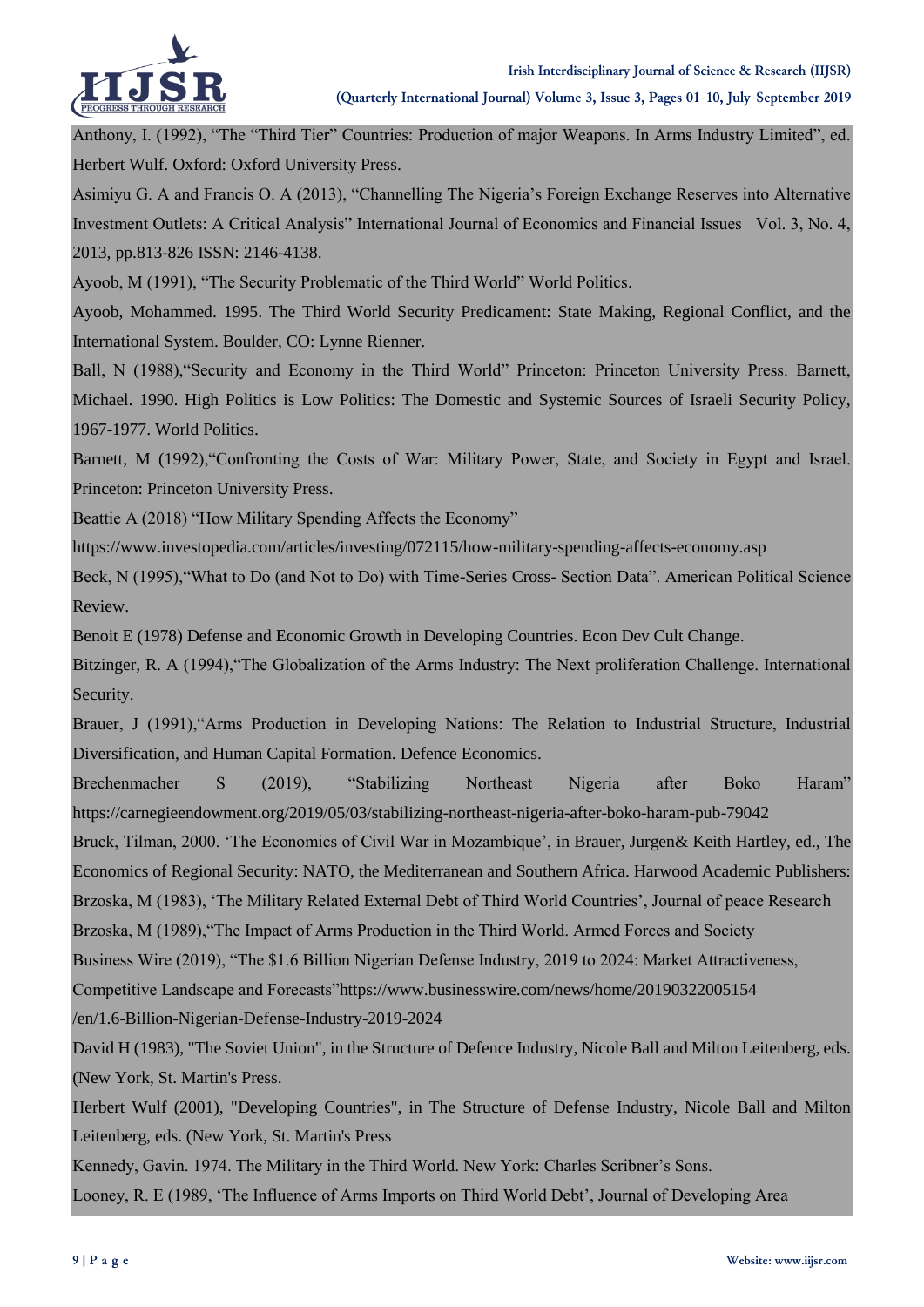Anthony, I. (1992), “The “Third Tier” Countries: Production of major Weapons. In Arms Industry Limited”, ed. Herbert Wulf. Oxford: Oxford University Press.

Asimiyu G. A and Francis O. A (2013), “Channelling The Nigeria’s Foreign Exchange Reserves into Alternative Investment Outlets: A Critical Analysis” International Journal of Economics and Financial Issues Vol. 3, No. 4, 2013, pp.813-826 ISSN: 2146-4138.

Ayoob, M (1991), “The Security Problematic of the Third World” World Politics.

Ayoob, Mohammed. 1995. The Third World Security Predicament: State Making, Regional Conflict, and the International System. Boulder, CO: Lynne Rienner.

Ball, N (1988),“Security and Economy in the Third World” Princeton: Princeton University Press. Barnett, Michael. 1990. High Politics is Low Politics: The Domestic and Systemic Sources of Israeli Security Policy, 1967-1977. World Politics.

Barnett, M (1992),“Confronting the Costs of War: Military Power, State, and Society in Egypt and Israel. Princeton: Princeton University Press.

Beattie A (2018) “How Military Spending Affects the Economy”
https://www.investopedia.com/articles/investing/072115/how-military-spending-affects-economy.asp

Beck, N (1995),“What to Do (and Not to Do) with Time-Series Cross- Section Data”. American Political Science Review.

Benoit E (1978) Defense and Economic Growth in Developing Countries. Econ Dev Cult Change.

Bitzinger, R. A (1994),“The Globalization of the Arms Industry: The Next proliferation Challenge. International Security.

Brauer, J (1991),“Arms Production in Developing Nations: The Relation to Industrial Structure, Industrial Diversification, and Human Capital Formation. Defence Economics.

Brechenmacher S (2019), “Stabilizing Northeast Nigeria after Boko Haram” https://carnegieendowment.org/2019/05/03/stabilizing-northeast-nigeria-after-boko-haram-pub-79042

Bruck, Tilman, 2000. ‘The Economics of Civil War in Mozambique’, in Brauer, Jurgen& Keith Hartley, ed., The Economics of Regional Security: NATO, the Mediterranean and Southern Africa. Harwood Academic Publishers:

Brzoska, M (1983), ‘The Military Related External Debt of Third World Countries’, Journal of peace Research

Brzoska, M (1989),“The Impact of Arms Production in the Third World. Armed Forces and Society

Business Wire (2019), “The $1.6 Billion Nigerian Defense Industry, 2019 to 2024: Market Attractiveness, Competitive Landscape and Forecasts”https://www.businesswire.com/news/home/20190322005154/en/1.6-Billion-Nigerian-Defense-Industry-2019-2024

David H (1983), "The Soviet Union", in the Structure of Defence Industry, Nicole Ball and Milton Leitenberg, eds. (New York, St. Martin's Press.

Herbert Wulf (2001), "Developing Countries", in The Structure of Defense Industry, Nicole Ball and Milton Leitenberg, eds. (New York, St. Martin's Press

Kennedy, Gavin. 1974. The Military in the Third World. New York: Charles Scribner’s Sons.

Looney, R. E (1989, ‘The Influence of Arms Imports on Third World Debt’, Journal of Developing Area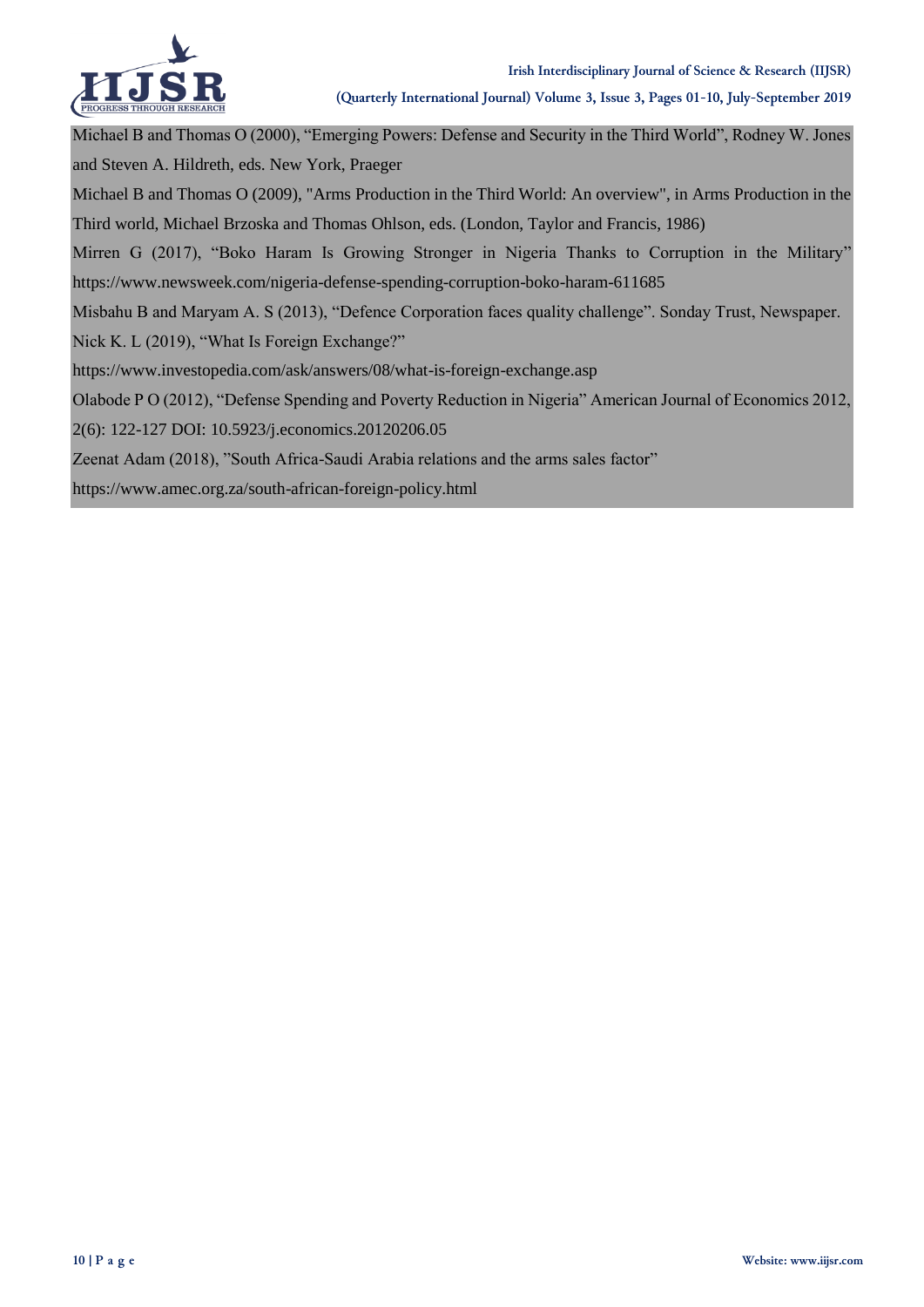Michael B and Thomas O (2000), “Emerging Powers: Defense and Security in the Third World”, Rodney W. Jones and Steven A. Hildreth, eds. New York, Praeger

Michael B and Thomas O (2009), "Arms Production in the Third World: An overview", in Arms Production in the Third world, Michael Brzoska and Thomas Ohlson, eds. (London, Taylor and Francis, 1986)

Mirren G (2017), “Boko Haram Is Growing Stronger in Nigeria Thanks to Corruption in the Military” https://www.newsweek.com/nigeria-defense-spending-corruption-boko-haram-611685

Misbahu B and Maryam A. S (2013), “Defence Corporation faces quality challenge”. Sonday Trust, Newspaper.

Nick K. L (2019), “What Is Foreign Exchange?”
https://www.investopedia.com/ask/answers/08/what-is-foreign-exchange.asp

Olabode P O (2012), “Defense Spending and Poverty Reduction in Nigeria” American Journal of Economics 2012, 2(6): 122-127 DOI: 10.5923/j.economics.20120206.05

Zeenat Adam (2018), ”South Africa-Saudi Arabia relations and the arms sales factor”
https://www.amec.org.za/south-african-foreign-policy.html